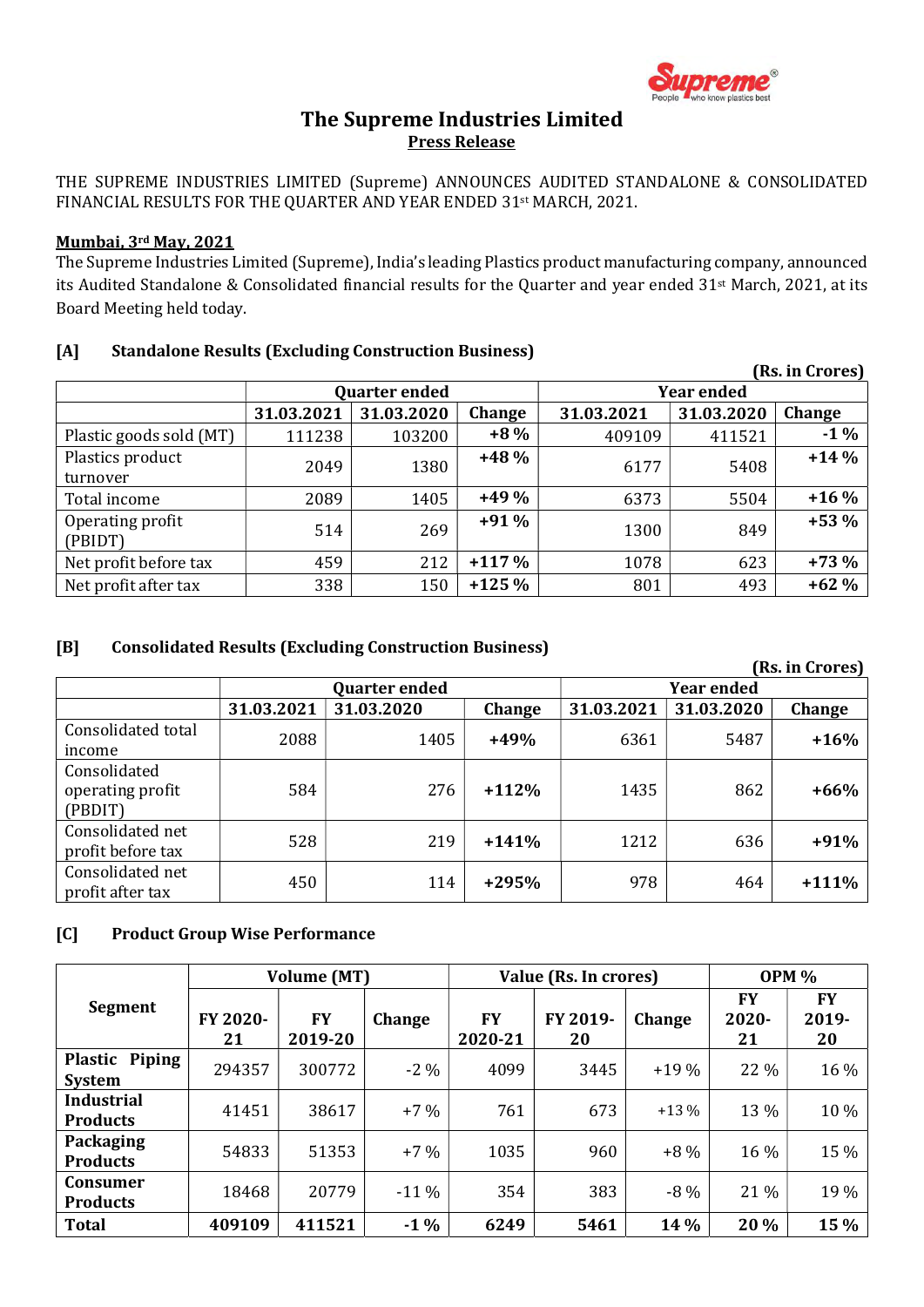# The Supreme Industries Limited

## Press Release

THE SUPREME INDUSTRIES LIMITED (Supreme) ANNOUNCES AUDITED STANDALONE & CONSOLIDATED FINANCIAL RESULTS FOR THE QUARTER AND YEAR ENDED 31st MARCH, 2021.

**Mumbai, 3rd May, 2021**

The Supreme Industries Limited (Supreme), India's leading Plastics product manufacturing company, announced its Audited Standalone & Consolidated financial results for the Quarter and year ended 31st March, 2021, at its Board Meeting held today.

### [A] Standalone Results (Excluding Construction Business)

**(Rs. in Crores)**

| | Quarter ended | | | Year ended | | |
|---|---|---|---|---|---|---|
| | **31.03.2021** | **31.03.2020** | **Change** | **31.03.2021** | **31.03.2020** | **Change** |
| Plastic goods sold (MT) | 111238 | 103200 | **+8 %** | 409109 | 411521 | **-1 %** |
| Plastics product turnover | 2049 | 1380 | **+48 %** | 6177 | 5408 | **+14 %** |
| Total income | 2089 | 1405 | **+49 %** | 6373 | 5504 | **+16 %** |
| Operating profit (PBIDT) | 514 | 269 | **+91 %** | 1300 | 849 | **+53 %** |
| Net profit before tax | 459 | 212 | **+117 %** | 1078 | 623 | **+73 %** |
| Net profit after tax | 338 | 150 | **+125 %** | 801 | 493 | **+62 %** |

### [B] Consolidated Results (Excluding Construction Business)

**(Rs. in Crores)**

| | Quarter ended | | | Year ended | | |
|---|---|---|---|---|---|---|
| | **31.03.2021** | **31.03.2020** | **Change** | **31.03.2021** | **31.03.2020** | **Change** |
| Consolidated total income | 2088 | 1405 | **+49%** | 6361 | 5487 | **+16%** |
| Consolidated operating profit (PBDIT) | 584 | 276 | **+112%** | 1435 | 862 | **+66%** |
| Consolidated net profit before tax | 528 | 219 | **+141%** | 1212 | 636 | **+91%** |
| Consolidated net profit after tax | 450 | 114 | **+295%** | 978 | 464 | **+111%** |

### [C] Product Group Wise Performance

| Segment | Volume (MT) | | | Value (Rs. In crores) | | | OPM % | |
|---|---|---|---|---|---|---|---|---|
| | **FY 2020-21** | **FY 2019-20** | **Change** | **FY 2020-21** | **FY 2019-20** | **Change** | **FY 2020-21** | **FY 2019-20** |
| **Plastic Piping System** | 294357 | 300772 | -2 % | 4099 | 3445 | +19 % | 22 % | 16 % |
| **Industrial Products** | 41451 | 38617 | +7 % | 761 | 673 | +13 % | 13 % | 10 % |
| **Packaging Products** | 54833 | 51353 | +7 % | 1035 | 960 | +8 % | 16 % | 15 % |
| **Consumer Products** | 18468 | 20779 | -11 % | 354 | 383 | -8 % | 21 % | 19 % |
| **Total** | **409109** | **411521** | **-1 %** | **6249** | **5461** | **14 %** | **20 %** | **15 %** |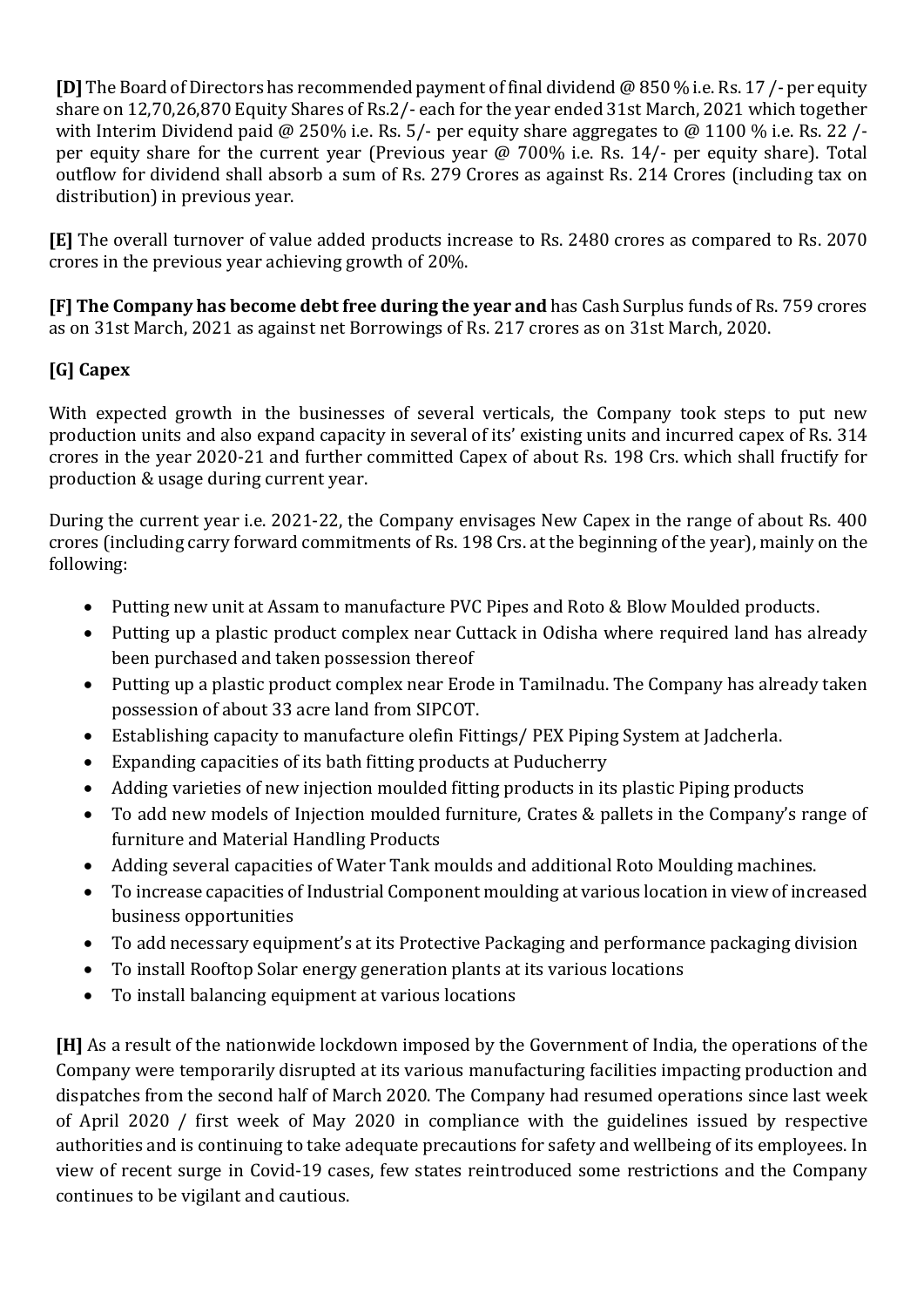**[D]** The Board of Directors has recommended payment of final dividend @ 850 % i.e. Rs. 17 /- per equity share on 12,70,26,870 Equity Shares of Rs.2/- each for the year ended 31st March, 2021 which together with Interim Dividend paid @ 250% i.e. Rs. 5/- per equity share aggregates to @ 1100 % i.e. Rs. 22 /- per equity share for the current year (Previous year @ 700% i.e. Rs. 14/- per equity share). Total outflow for dividend shall absorb a sum of Rs. 279 Crores as against Rs. 214 Crores (including tax on distribution) in previous year.

**[E]** The overall turnover of value added products increase to Rs. 2480 crores as compared to Rs. 2070 crores in the previous year achieving growth of 20%.

**[F] The Company has become debt free during the year and** has Cash Surplus funds of Rs. 759 crores as on 31st March, 2021 as against net Borrowings of Rs. 217 crores as on 31st March, 2020.

**[G] Capex**

With expected growth in the businesses of several verticals, the Company took steps to put new production units and also expand capacity in several of its' existing units and incurred capex of Rs. 314 crores in the year 2020-21 and further committed Capex of about Rs. 198 Crs. which shall fructify for production & usage during current year.

During the current year i.e. 2021-22, the Company envisages New Capex in the range of about Rs. 400 crores (including carry forward commitments of Rs. 198 Crs. at the beginning of the year), mainly on the following:

- Putting new unit at Assam to manufacture PVC Pipes and Roto & Blow Moulded products.
- Putting up a plastic product complex near Cuttack in Odisha where required land has already been purchased and taken possession thereof
- Putting up a plastic product complex near Erode in Tamilnadu. The Company has already taken possession of about 33 acre land from SIPCOT.
- Establishing capacity to manufacture olefin Fittings/ PEX Piping System at Jadcherla.
- Expanding capacities of its bath fitting products at Puducherry
- Adding varieties of new injection moulded fitting products in its plastic Piping products
- To add new models of Injection moulded furniture, Crates & pallets in the Company's range of furniture and Material Handling Products
- Adding several capacities of Water Tank moulds and additional Roto Moulding machines.
- To increase capacities of Industrial Component moulding at various location in view of increased business opportunities
- To add necessary equipment's at its Protective Packaging and performance packaging division
- To install Rooftop Solar energy generation plants at its various locations
- To install balancing equipment at various locations

**[H]** As a result of the nationwide lockdown imposed by the Government of India, the operations of the Company were temporarily disrupted at its various manufacturing facilities impacting production and dispatches from the second half of March 2020. The Company had resumed operations since last week of April 2020 / first week of May 2020 in compliance with the guidelines issued by respective authorities and is continuing to take adequate precautions for safety and wellbeing of its employees. In view of recent surge in Covid-19 cases, few states reintroduced some restrictions and the Company continues to be vigilant and cautious.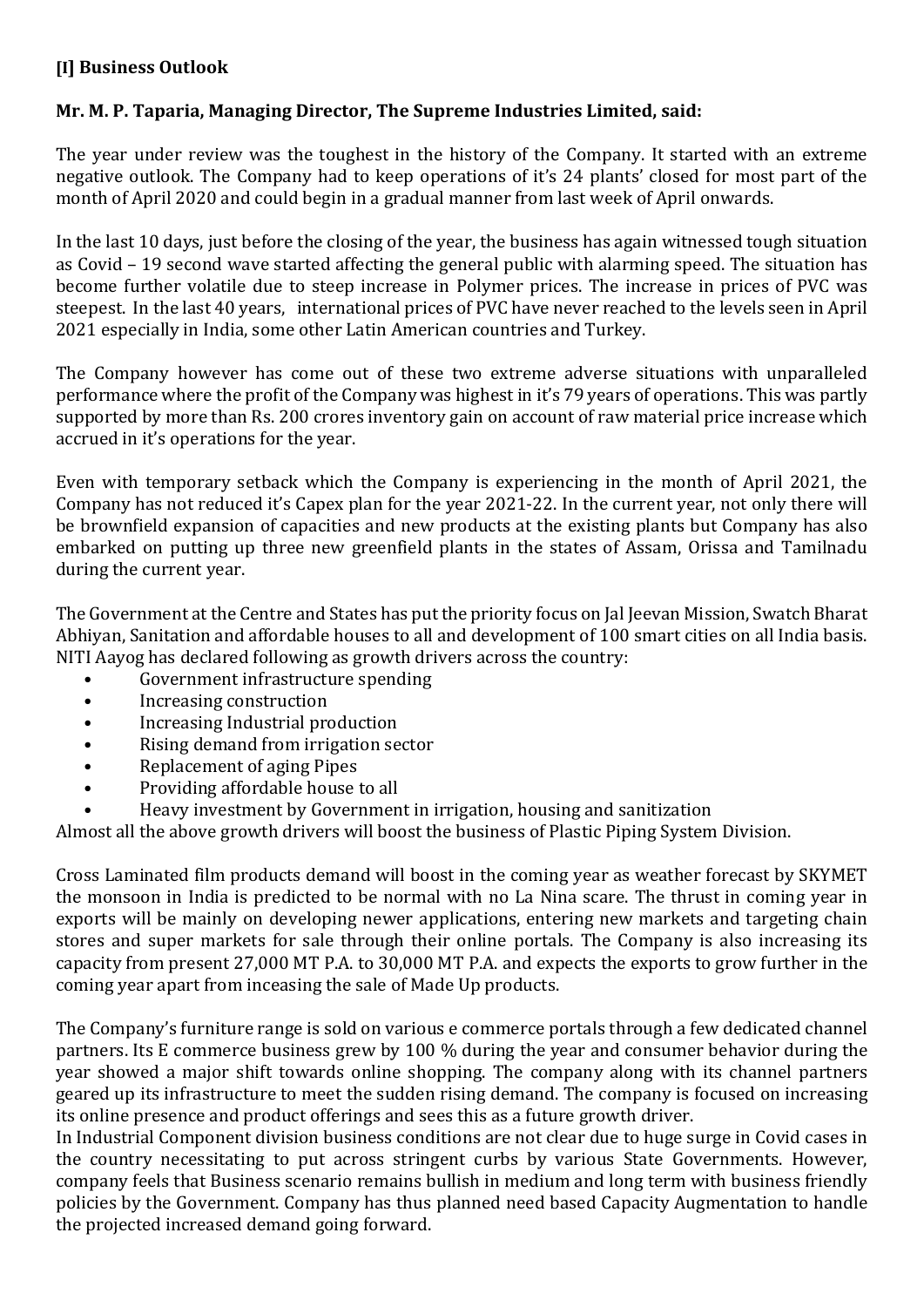## [I] Business Outlook

**Mr. M. P. Taparia, Managing Director, The Supreme Industries Limited, said:**

The year under review was the toughest in the history of the Company. It started with an extreme negative outlook. The Company had to keep operations of it's 24 plants' closed for most part of the month of April 2020 and could begin in a gradual manner from last week of April onwards.

In the last 10 days, just before the closing of the year, the business has again witnessed tough situation as Covid – 19 second wave started affecting the general public with alarming speed. The situation has become further volatile due to steep increase in Polymer prices. The increase in prices of PVC was steepest. In the last 40 years, international prices of PVC have never reached to the levels seen in April 2021 especially in India, some other Latin American countries and Turkey.

The Company however has come out of these two extreme adverse situations with unparalleled performance where the profit of the Company was highest in it's 79 years of operations. This was partly supported by more than Rs. 200 crores inventory gain on account of raw material price increase which accrued in it's operations for the year.

Even with temporary setback which the Company is experiencing in the month of April 2021, the Company has not reduced it's Capex plan for the year 2021-22. In the current year, not only there will be brownfield expansion of capacities and new products at the existing plants but Company has also embarked on putting up three new greenfield plants in the states of Assam, Orissa and Tamilnadu during the current year.

The Government at the Centre and States has put the priority focus on Jal Jeevan Mission, Swatch Bharat Abhiyan, Sanitation and affordable houses to all and development of 100 smart cities on all India basis. NITI Aayog has declared following as growth drivers across the country:

- Government infrastructure spending
- Increasing construction
- Increasing Industrial production
- Rising demand from irrigation sector
- Replacement of aging Pipes
- Providing affordable house to all
- Heavy investment by Government in irrigation, housing and sanitization

Almost all the above growth drivers will boost the business of Plastic Piping System Division.

Cross Laminated film products demand will boost in the coming year as weather forecast by SKYMET the monsoon in India is predicted to be normal with no La Nina scare. The thrust in coming year in exports will be mainly on developing newer applications, entering new markets and targeting chain stores and super markets for sale through their online portals. The Company is also increasing its capacity from present 27,000 MT P.A. to 30,000 MT P.A. and expects the exports to grow further in the coming year apart from inceasing the sale of Made Up products.

The Company's furniture range is sold on various e commerce portals through a few dedicated channel partners. Its E commerce business grew by 100 % during the year and consumer behavior during the year showed a major shift towards online shopping. The company along with its channel partners geared up its infrastructure to meet the sudden rising demand. The company is focused on increasing its online presence and product offerings and sees this as a future growth driver.

In Industrial Component division business conditions are not clear due to huge surge in Covid cases in the country necessitating to put across stringent curbs by various State Governments. However, company feels that Business scenario remains bullish in medium and long term with business friendly policies by the Government. Company has thus planned need based Capacity Augmentation to handle the projected increased demand going forward.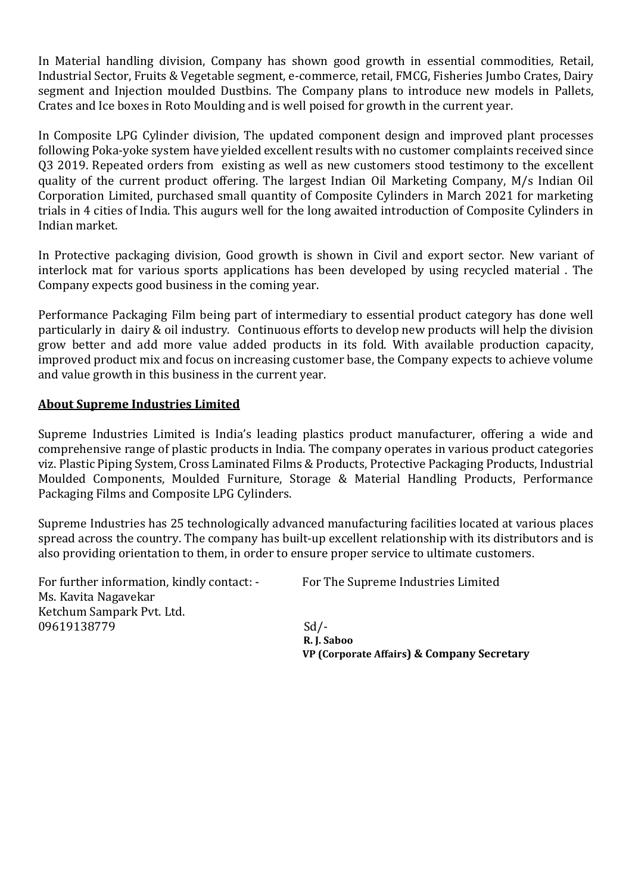In Material handling division, Company has shown good growth in essential commodities, Retail, Industrial Sector, Fruits & Vegetable segment, e-commerce, retail, FMCG, Fisheries Jumbo Crates, Dairy segment and Injection moulded Dustbins. The Company plans to introduce new models in Pallets, Crates and Ice boxes in Roto Moulding and is well poised for growth in the current year.

In Composite LPG Cylinder division, The updated component design and improved plant processes following Poka-yoke system have yielded excellent results with no customer complaints received since Q3 2019. Repeated orders from existing as well as new customers stood testimony to the excellent quality of the current product offering. The largest Indian Oil Marketing Company, M/s Indian Oil Corporation Limited, purchased small quantity of Composite Cylinders in March 2021 for marketing trials in 4 cities of India. This augurs well for the long awaited introduction of Composite Cylinders in Indian market.

In Protective packaging division, Good growth is shown in Civil and export sector. New variant of interlock mat for various sports applications has been developed by using recycled material . The Company expects good business in the coming year.

Performance Packaging Film being part of intermediary to essential product category has done well particularly in dairy & oil industry. Continuous efforts to develop new products will help the division grow better and add more value added products in its fold. With available production capacity, improved product mix and focus on increasing customer base, the Company expects to achieve volume and value growth in this business in the current year.

**About Supreme Industries Limited**

Supreme Industries Limited is India's leading plastics product manufacturer, offering a wide and comprehensive range of plastic products in India. The company operates in various product categories viz. Plastic Piping System, Cross Laminated Films & Products, Protective Packaging Products, Industrial Moulded Components, Moulded Furniture, Storage & Material Handling Products, Performance Packaging Films and Composite LPG Cylinders.

Supreme Industries has 25 technologically advanced manufacturing facilities located at various places spread across the country. The company has built-up excellent relationship with its distributors and is also providing orientation to them, in order to ensure proper service to ultimate customers.

For further information, kindly contact: -
Ms. Kavita Nagavekar
Ketchum Sampark Pvt. Ltd.
09619138779

For The Supreme Industries Limited

Sd/-
**R. J. Saboo**
**VP (Corporate Affairs) & Company Secretary**